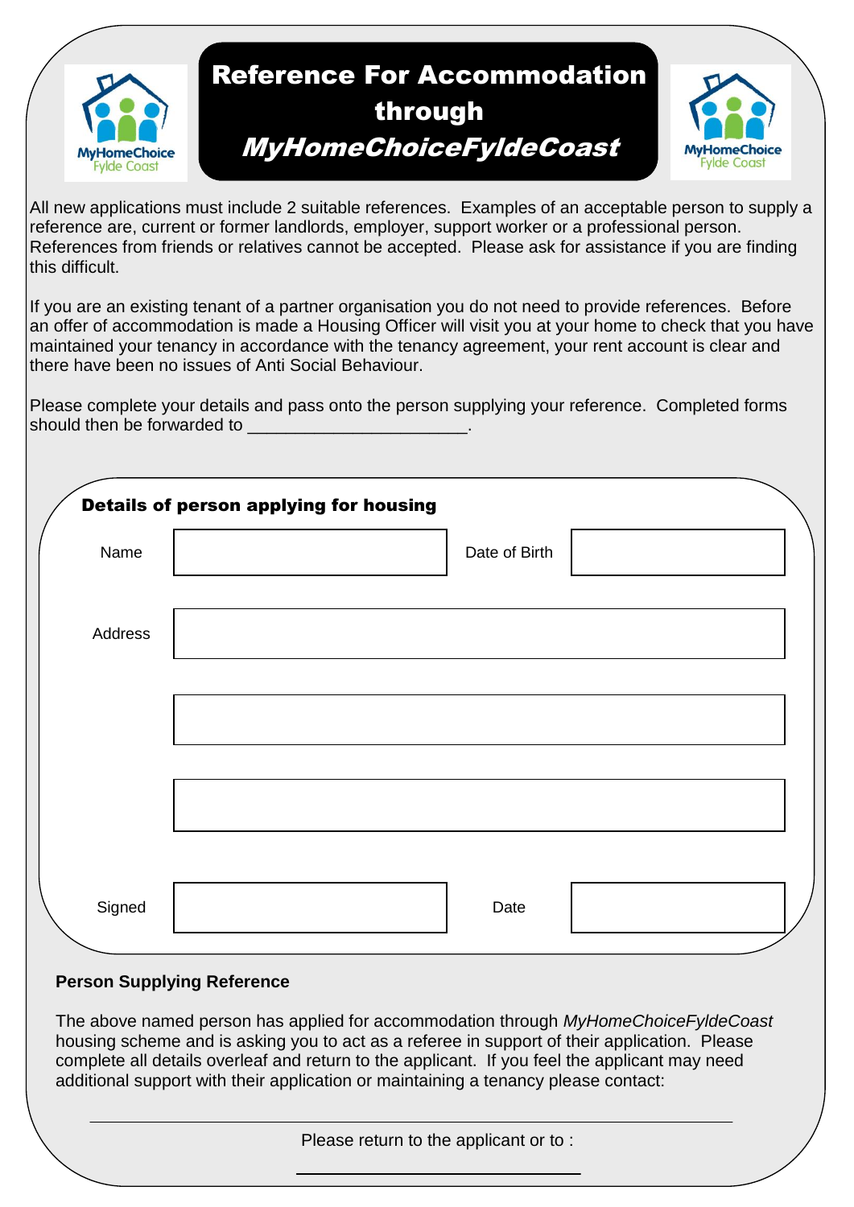# Reference For Accommodation through *MyHomeChoiceFyldeCoast*

All new applications must include 2 suitable references. Examples of an acceptable person to supply a reference are, current or former landlords, employer, support worker or a professional person. References from friends or relatives cannot be accepted. Please ask for assistance if you are finding this difficult.

If you are an existing tenant of a partner organisation you do not need to provide references. Before an offer of accommodation is made a Housing Officer will visit you at your home to check that you have maintained your tenancy in accordance with the tenancy agreement, your rent account is clear and there have been no issues of Anti Social Behaviour.

Please complete your details and pass onto the person supplying your reference. Completed forms should then be forwarded to ______________________.

## Details of person applying for housing

| | | | |
|---|---|---|---|
| Name | | Date of Birth | |
| Address | | | |
| | | | |
| | | | |
| Signed | | Date | |

**Person Supplying Reference**

The above named person has applied for accommodation through *MyHomeChoiceFyldeCoast* housing scheme and is asking you to act as a referee in support of their application. Please complete all details overleaf and return to the applicant. If you feel the applicant may need additional support with their application or maintaining a tenancy please contact:

______________________________________________

Please return to the applicant or to :

______________________________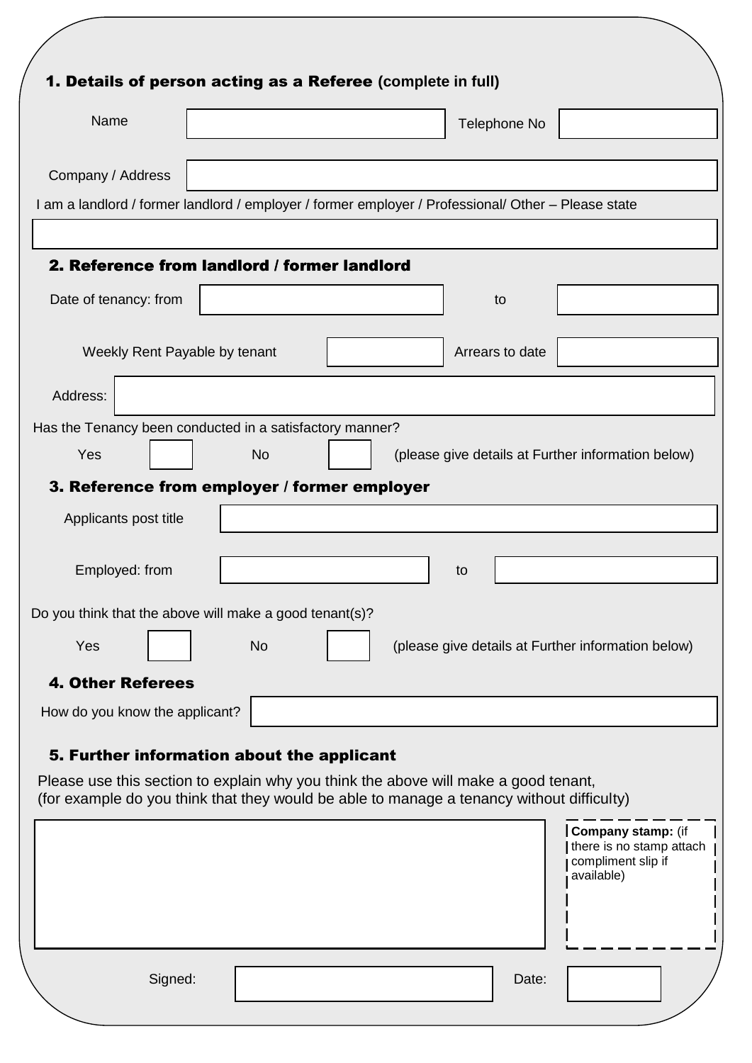## 1. Details of person acting as a Referee (complete in full)

| | | | |
|---|---|---|---|
| Name | | Telephone No | |
| Company / Address | | | |

I am a landlord / former landlord / employer / former employer / Professional/ Other – Please state

## 2. Reference from landlord / former landlord

| | | | |
|---|---|---|---|
| Date of tenancy: from | | to | |
| Weekly Rent Payable by tenant | | Arrears to date | |
| Address: | | | |

Has the Tenancy been conducted in a satisfactory manner?

Yes ☐ No ☐ (please give details at Further information below)

## 3. Reference from employer / former employer

| | | | |
|---|---|---|---|
| Applicants post title | | | |
| Employed: from | | to | |

Do you think that the above will make a good tenant(s)?

Yes ☐ No ☐ (please give details at Further information below)

## 4. Other Referees

How do you know the applicant?

## 5. Further information about the applicant

Please use this section to explain why you think the above will make a good tenant, (for example do you think that they would be able to manage a tenancy without difficulty)

**Company stamp:** (if there is no stamp attach compliment slip if available)

Signed: Date: